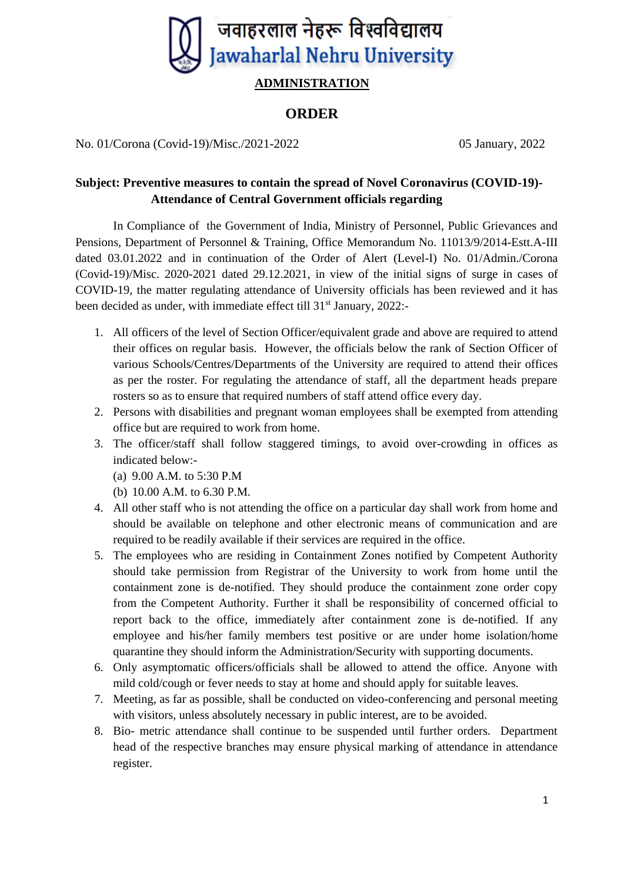जवाहरलाल नेहरू विश्वविद्यालय
Jawaharlal Nehru University

**ADMINISTRATION**

# ORDER

No. 01/Corona (Covid-19)/Misc./2021-2022 05 January, 2022

**Subject: Preventive measures to contain the spread of Novel Coronavirus (COVID-19)- Attendance of Central Government officials regarding**

In Compliance of the Government of India, Ministry of Personnel, Public Grievances and Pensions, Department of Personnel & Training, Office Memorandum No. 11013/9/2014-Estt.A-III dated 03.01.2022 and in continuation of the Order of Alert (Level-I) No. 01/Admin./Corona (Covid-19)/Misc. 2020-2021 dated 29.12.2021, in view of the initial signs of surge in cases of COVID-19, the matter regulating attendance of University officials has been reviewed and it has been decided as under, with immediate effect till 31st January, 2022:-

1. All officers of the level of Section Officer/equivalent grade and above are required to attend their offices on regular basis. However, the officials below the rank of Section Officer of various Schools/Centres/Departments of the University are required to attend their offices as per the roster. For regulating the attendance of staff, all the department heads prepare rosters so as to ensure that required numbers of staff attend office every day.
2. Persons with disabilities and pregnant woman employees shall be exempted from attending office but are required to work from home.
3. The officer/staff shall follow staggered timings, to avoid over-crowding in offices as indicated below:-
   (a) 9.00 A.M. to 5:30 P.M
   (b) 10.00 A.M. to 6.30 P.M.
4. All other staff who is not attending the office on a particular day shall work from home and should be available on telephone and other electronic means of communication and are required to be readily available if their services are required in the office.
5. The employees who are residing in Containment Zones notified by Competent Authority should take permission from Registrar of the University to work from home until the containment zone is de-notified. They should produce the containment zone order copy from the Competent Authority. Further it shall be responsibility of concerned official to report back to the office, immediately after containment zone is de-notified. If any employee and his/her family members test positive or are under home isolation/home quarantine they should inform the Administration/Security with supporting documents.
6. Only asymptomatic officers/officials shall be allowed to attend the office. Anyone with mild cold/cough or fever needs to stay at home and should apply for suitable leaves.
7. Meeting, as far as possible, shall be conducted on video-conferencing and personal meeting with visitors, unless absolutely necessary in public interest, are to be avoided.
8. Bio- metric attendance shall continue to be suspended until further orders. Department head of the respective branches may ensure physical marking of attendance in attendance register.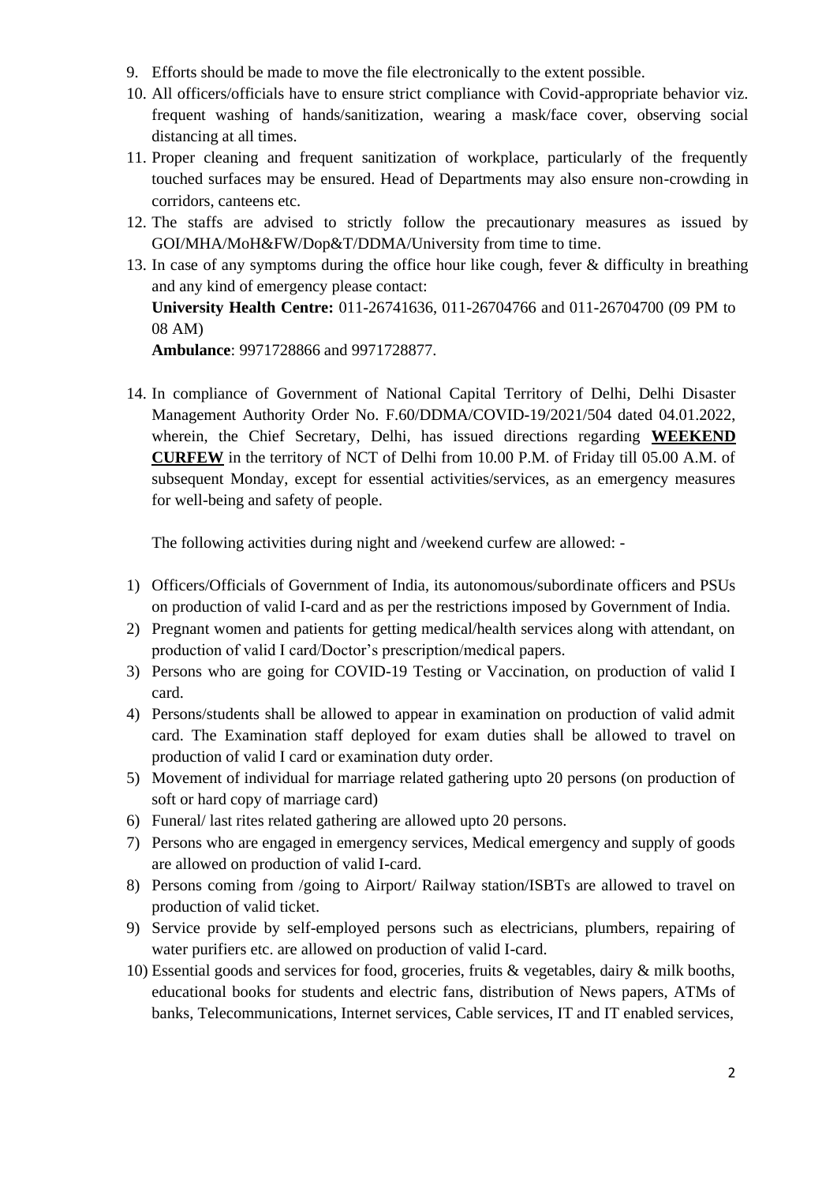9. Efforts should be made to move the file electronically to the extent possible.
10. All officers/officials have to ensure strict compliance with Covid-appropriate behavior viz. frequent washing of hands/sanitization, wearing a mask/face cover, observing social distancing at all times.
11. Proper cleaning and frequent sanitization of workplace, particularly of the frequently touched surfaces may be ensured. Head of Departments may also ensure non-crowding in corridors, canteens etc.
12. The staffs are advised to strictly follow the precautionary measures as issued by GOI/MHA/MoH&FW/Dop&T/DDMA/University from time to time.
13. In case of any symptoms during the office hour like cough, fever & difficulty in breathing and any kind of emergency please contact:
    **University Health Centre:** 011-26741636, 011-26704766 and 011-26704700 (09 PM to 08 AM)
    **Ambulance**: 9971728866 and 9971728877.

14. In compliance of Government of National Capital Territory of Delhi, Delhi Disaster Management Authority Order No. F.60/DDMA/COVID-19/2021/504 dated 04.01.2022, wherein, the Chief Secretary, Delhi, has issued directions regarding **WEEKEND CURFEW** in the territory of NCT of Delhi from 10.00 P.M. of Friday till 05.00 A.M. of subsequent Monday, except for essential activities/services, as an emergency measures for well-being and safety of people.

    The following activities during night and /weekend curfew are allowed: -

1) Officers/Officials of Government of India, its autonomous/subordinate officers and PSUs on production of valid I-card and as per the restrictions imposed by Government of India.
2) Pregnant women and patients for getting medical/health services along with attendant, on production of valid I card/Doctor's prescription/medical papers.
3) Persons who are going for COVID-19 Testing or Vaccination, on production of valid I card.
4) Persons/students shall be allowed to appear in examination on production of valid admit card. The Examination staff deployed for exam duties shall be allowed to travel on production of valid I card or examination duty order.
5) Movement of individual for marriage related gathering upto 20 persons (on production of soft or hard copy of marriage card)
6) Funeral/ last rites related gathering are allowed upto 20 persons.
7) Persons who are engaged in emergency services, Medical emergency and supply of goods are allowed on production of valid I-card.
8) Persons coming from /going to Airport/ Railway station/ISBTs are allowed to travel on production of valid ticket.
9) Service provide by self-employed persons such as electricians, plumbers, repairing of water purifiers etc. are allowed on production of valid I-card.
10) Essential goods and services for food, groceries, fruits & vegetables, dairy & milk booths, educational books for students and electric fans, distribution of News papers, ATMs of banks, Telecommunications, Internet services, Cable services, IT and IT enabled services,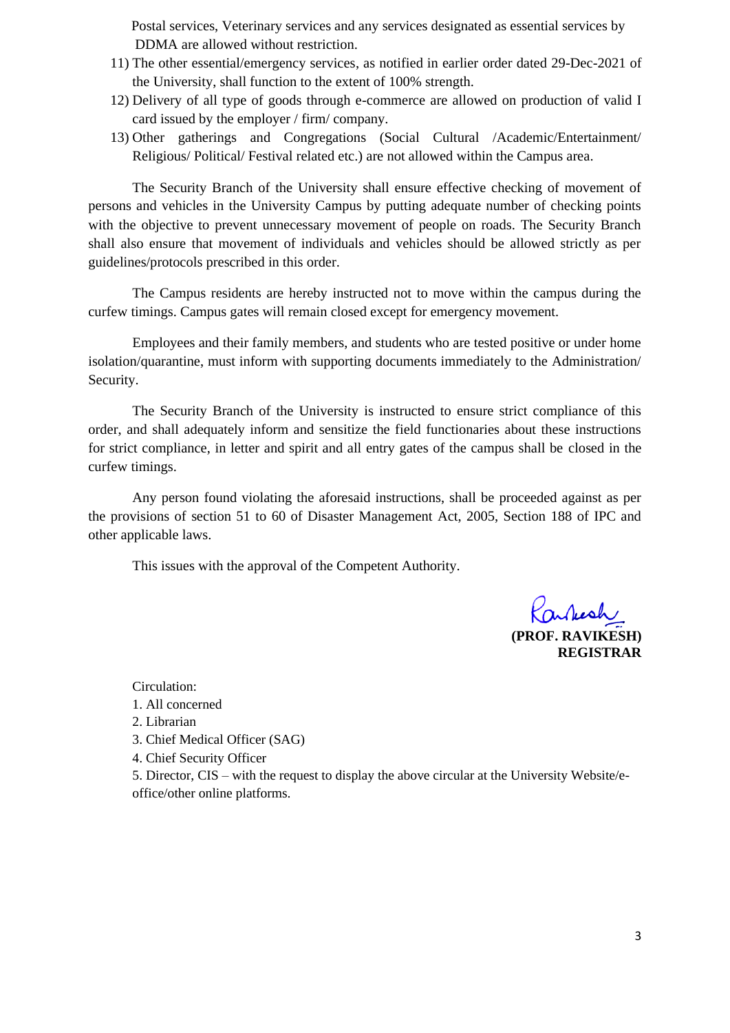Postal services, Veterinary services and any services designated as essential services by DDMA are allowed without restriction.

11) The other essential/emergency services, as notified in earlier order dated 29-Dec-2021 of the University, shall function to the extent of 100% strength.
12) Delivery of all type of goods through e-commerce are allowed on production of valid I card issued by the employer / firm/ company.
13) Other gatherings and Congregations (Social Cultural /Academic/Entertainment/ Religious/ Political/ Festival related etc.) are not allowed within the Campus area.

The Security Branch of the University shall ensure effective checking of movement of persons and vehicles in the University Campus by putting adequate number of checking points with the objective to prevent unnecessary movement of people on roads. The Security Branch shall also ensure that movement of individuals and vehicles should be allowed strictly as per guidelines/protocols prescribed in this order.

The Campus residents are hereby instructed not to move within the campus during the curfew timings. Campus gates will remain closed except for emergency movement.

Employees and their family members, and students who are tested positive or under home isolation/quarantine, must inform with supporting documents immediately to the Administration/ Security.

The Security Branch of the University is instructed to ensure strict compliance of this order, and shall adequately inform and sensitize the field functionaries about these instructions for strict compliance, in letter and spirit and all entry gates of the campus shall be closed in the curfew timings.

Any person found violating the aforesaid instructions, shall be proceeded against as per the provisions of section 51 to 60 of Disaster Management Act, 2005, Section 188 of IPC and other applicable laws.

This issues with the approval of the Competent Authority.

Ravikesh

**(PROF. RAVIKESH)**
**REGISTRAR**

Circulation:

1. All concerned
2. Librarian
3. Chief Medical Officer (SAG)
4. Chief Security Officer
5. Director, CIS – with the request to display the above circular at the University Website/e-office/other online platforms.